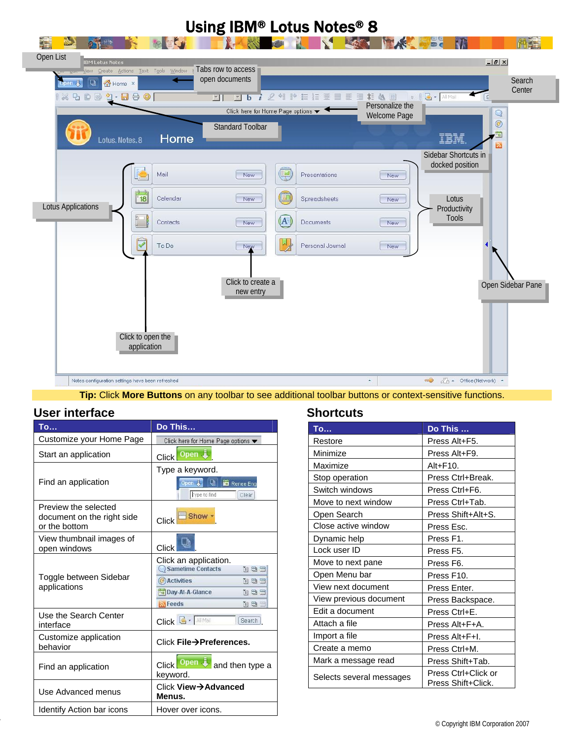# Using IBM® Lotus Notes® 8

Open List

Tabs row to access open documents

Search Center

Personalize the Welcome Page

Standard Toolbar

Sidebar Shortcuts in docked position

Lotus Applications

Lotus Productivity Tools

Open Sidebar Pane

Click to create a new entry

Click to open the application

**Tip:** Click **More Buttons** on any toolbar to see additional toolbar buttons or context-sensitive functions.

## User interface

| To... | Do This... |
|---|---|
| Customize your Home Page | Click here for Home Page options |
| Start an application | Click Open. |
| Find an application | Type a keyword. |
| Preview the selected document on the right side or the bottom | Click Show. |
| View thumbnail images of open windows | Click. |
| Toggle between Sidebar applications | Click an application. Sametime Contacts, Activities, Day-At-A-Glance, Feeds |
| Use the Search Center interface | Click Search. |
| Customize application behavior | Click **File→Preferences.** |
| Find an application | Click Open and then type a keyword. |
| Use Advanced menus | Click **View→Advanced Menus.** |
| Identify Action bar icons | Hover over icons. |

## Shortcuts

| To... | Do This ... |
|---|---|
| Restore | Press Alt+F5. |
| Minimize | Press Alt+F9. |
| Maximize | Alt+F10. |
| Stop operation | Press Ctrl+Break. |
| Switch windows | Press Ctrl+F6. |
| Move to next window | Press Ctrl+Tab. |
| Open Search | Press Shift+Alt+S. |
| Close active window | Press Esc. |
| Dynamic help | Press F1. |
| Lock user ID | Press F5. |
| Move to next pane | Press F6. |
| Open Menu bar | Press F10. |
| View next document | Press Enter. |
| View previous document | Press Backspace. |
| Edit a document | Press Ctrl+E. |
| Attach a file | Press Ctrl+F+A. |
| Import a file | Press Alt+F+I. |
| Create a memo | Press Ctrl+M. |
| Mark a message read | Press Shift+Tab. |
| Selects several messages | Press Ctrl+Click or Press Shift+Click. |

© Copyright IBM Corporation 2007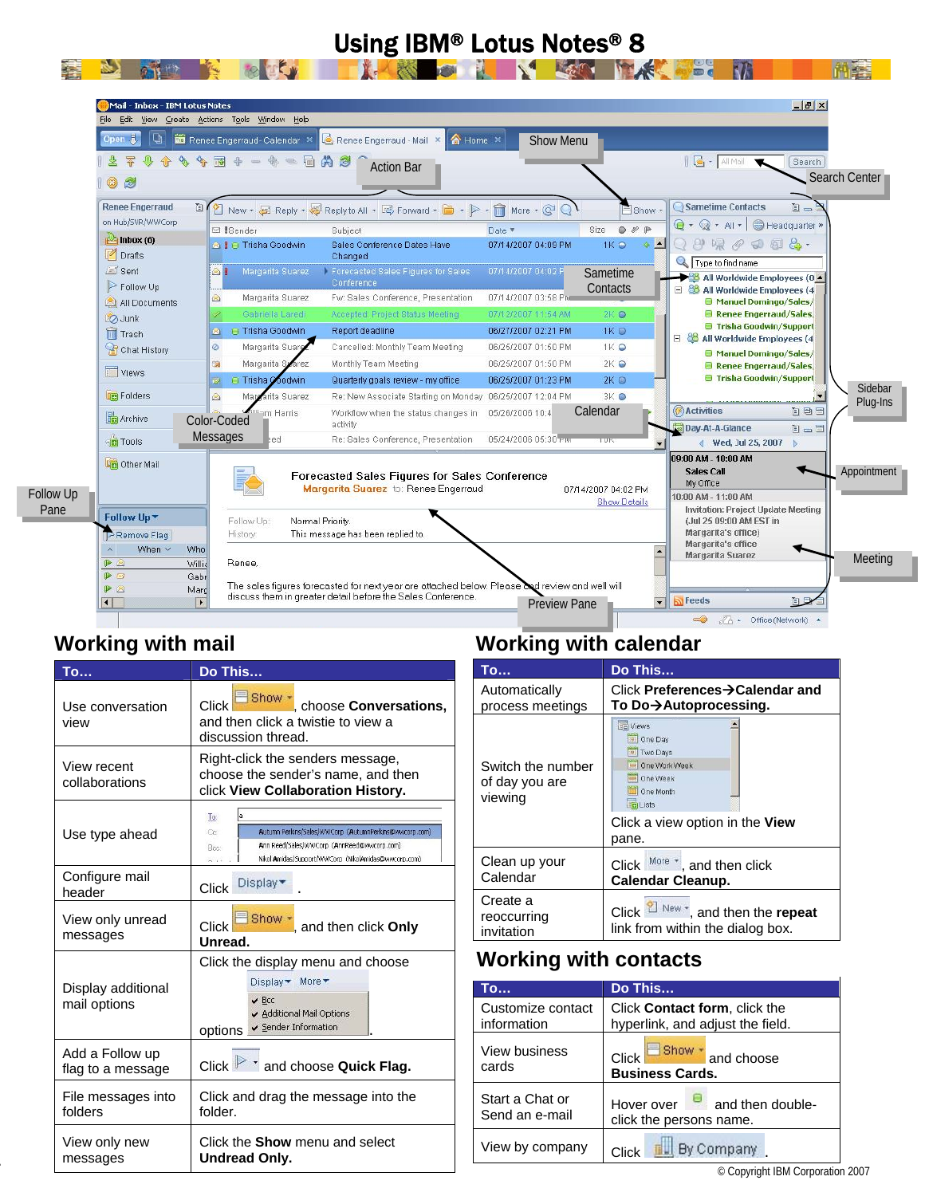# Using IBM® Lotus Notes® 8

Show Menu

Action Bar

Search Center

Sametime Contacts

Sidebar Plug-Ins

Calendar

Color-Coded Messages

Follow Up Pane

Appointment

Meeting

Preview Pane

## Working with mail

| To… | Do This… |
|---|---|
| Use conversation view | Click Show, choose **Conversations,** and then click a twistie to view a discussion thread. |
| View recent collaborations | Right-click the senders message, choose the sender's name, and then click **View Collaboration History.** |
| Use type ahead | |
| Configure mail header | Click Display. |
| View only unread messages | Click Show, and then click **Only Unread.** |
| Display additional mail options | Click the display menu and choose options. |
| Add a Follow up flag to a message | Click and choose **Quick Flag.** |
| File messages into folders | Click and drag the message into the folder. |
| View only new messages | Click the **Show** menu and select **Undread Only.** |

## Working with calendar

| To… | Do This… |
|---|---|
| Automatically process meetings | Click **Preferences→Calendar and To Do→Autoprocessing.** |
| Switch the number of day you are viewing | Click a view option in the **View** pane. |
| Clean up your Calendar | Click More, and then click **Calendar Cleanup.** |
| Create a reoccurring invitation | Click New, and then the **repeat** link from within the dialog box. |

## Working with contacts

| To… | Do This… |
|---|---|
| Customize contact information | Click **Contact form**, click the hyperlink, and adjust the field. |
| View business cards | Click Show and choose **Business Cards.** |
| Start a Chat or Send an e-mail | Hover over and then double-click the persons name. |
| View by company | Click By Company. |

© Copyright IBM Corporation 2007